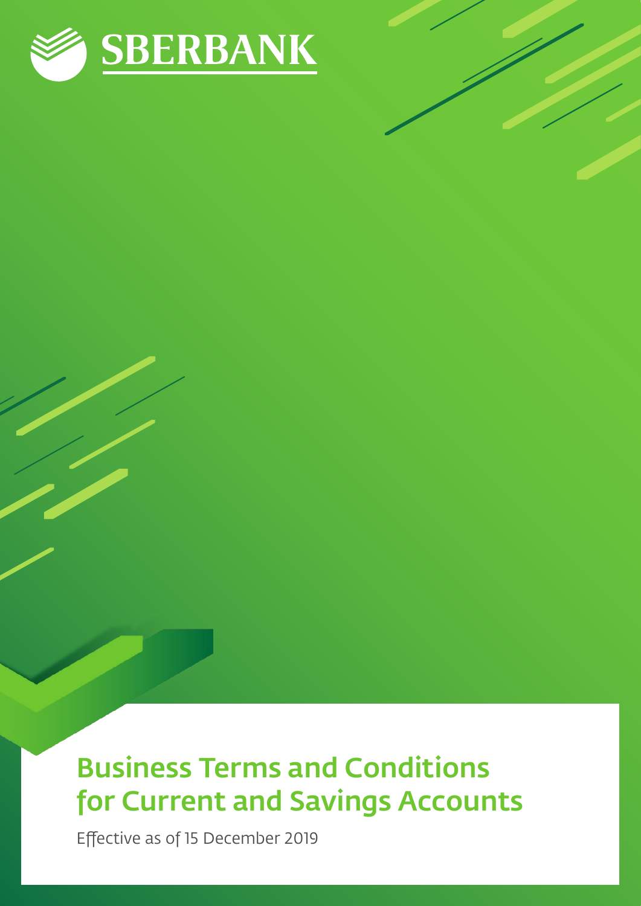SBERBANK

# Business Terms and Conditions for Current and Savings Accounts

Effective as of 15 December 2019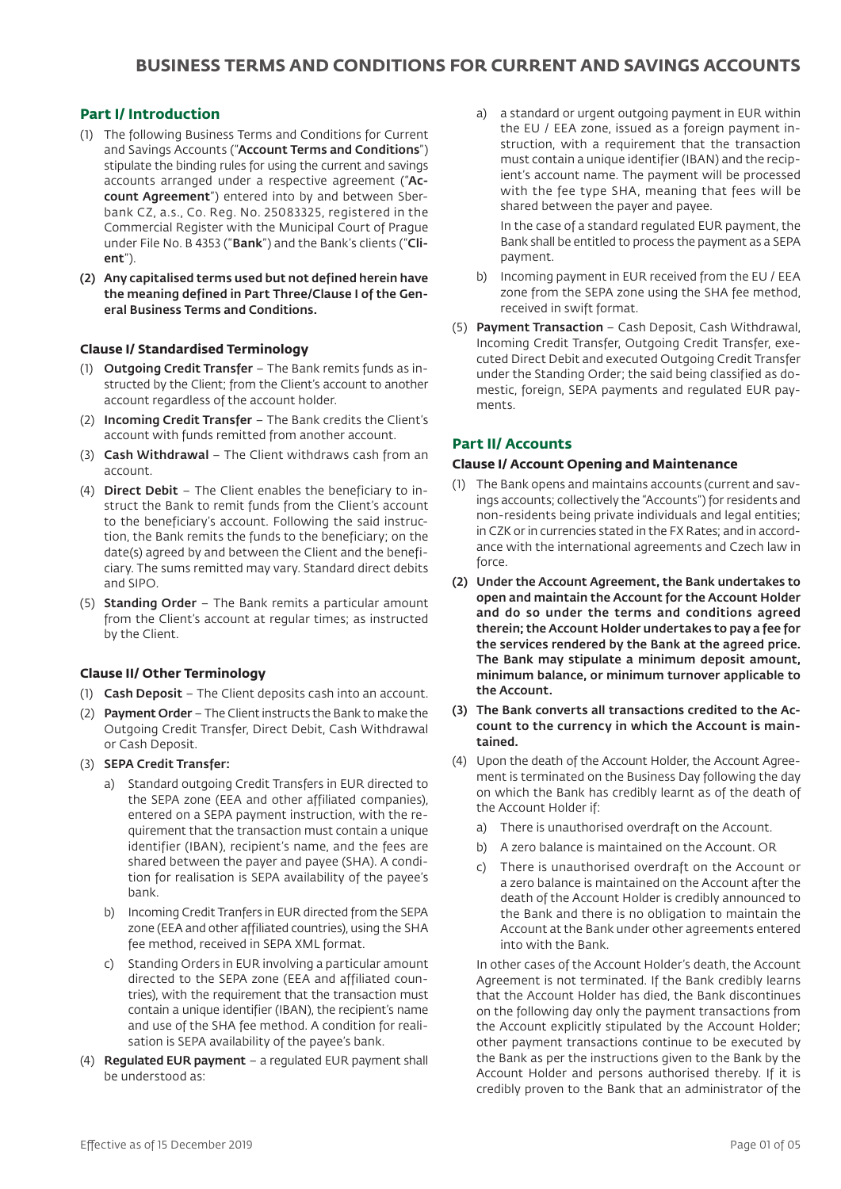# BUSINESS TERMS AND CONDITIONS FOR CURRENT AND SAVINGS ACCOUNTS

## Part I/ Introduction

(1) The following Business Terms and Conditions for Current and Savings Accounts ("**Account Terms and Conditions**") stipulate the binding rules for using the current and savings accounts arranged under a respective agreement ("**Account Agreement**") entered into by and between Sberbank CZ, a.s., Co. Reg. No. 25083325, registered in the Commercial Register with the Municipal Court of Prague under File No. B 4353 ("**Bank**") and the Bank's clients ("**Client**").

**(2) Any capitalised terms used but not defined herein have the meaning defined in Part Three/Clause I of the General Business Terms and Conditions.**

### Clause I/ Standardised Terminology

(1) **Outgoing Credit Transfer** – The Bank remits funds as instructed by the Client; from the Client's account to another account regardless of the account holder.

(2) **Incoming Credit Transfer** – The Bank credits the Client's account with funds remitted from another account.

(3) **Cash Withdrawal** – The Client withdraws cash from an account.

(4) **Direct Debit** – The Client enables the beneficiary to instruct the Bank to remit funds from the Client's account to the beneficiary's account. Following the said instruction, the Bank remits the funds to the beneficiary; on the date(s) agreed by and between the Client and the beneficiary. The sums remitted may vary. Standard direct debits and SIPO.

(5) **Standing Order** – The Bank remits a particular amount from the Client's account at regular times; as instructed by the Client.

### Clause II/ Other Terminology

(1) **Cash Deposit** – The Client deposits cash into an account.

(2) **Payment Order** – The Client instructs the Bank to make the Outgoing Credit Transfer, Direct Debit, Cash Withdrawal or Cash Deposit.

(3) **SEPA Credit Transfer:**

a) Standard outgoing Credit Transfers in EUR directed to the SEPA zone (EEA and other affiliated companies), entered on a SEPA payment instruction, with the requirement that the transaction must contain a unique identifier (IBAN), recipient's name, and the fees are shared between the payer and payee (SHA). A condition for realisation is SEPA availability of the payee's bank.

b) Incoming Credit Tranfers in EUR directed from the SEPA zone (EEA and other affiliated countries), using the SHA fee method, received in SEPA XML format.

c) Standing Orders in EUR involving a particular amount directed to the SEPA zone (EEA and affiliated countries), with the requirement that the transaction must contain a unique identifier (IBAN), the recipient's name and use of the SHA fee method. A condition for realisation is SEPA availability of the payee's bank.

(4) **Regulated EUR payment** – a regulated EUR payment shall be understood as:

a) a standard or urgent outgoing payment in EUR within the EU / EEA zone, issued as a foreign payment instruction, with a requirement that the transaction must contain a unique identifier (IBAN) and the recipient's account name. The payment will be processed with the fee type SHA, meaning that fees will be shared between the payer and payee.

In the case of a standard regulated EUR payment, the Bank shall be entitled to process the payment as a SEPA payment.

b) Incoming payment in EUR received from the EU / EEA zone from the SEPA zone using the SHA fee method, received in swift format.

(5) **Payment Transaction** – Cash Deposit, Cash Withdrawal, Incoming Credit Transfer, Outgoing Credit Transfer, executed Direct Debit and executed Outgoing Credit Transfer under the Standing Order; the said being classified as domestic, foreign, SEPA payments and regulated EUR payments.

## Part II/ Accounts

### Clause I/ Account Opening and Maintenance

(1) The Bank opens and maintains accounts (current and savings accounts; collectively the "Accounts") for residents and non-residents being private individuals and legal entities; in CZK or in currencies stated in the FX Rates; and in accordance with the international agreements and Czech law in force.

**(2) Under the Account Agreement, the Bank undertakes to open and maintain the Account for the Account Holder and do so under the terms and conditions agreed therein; the Account Holder undertakes to pay a fee for the services rendered by the Bank at the agreed price. The Bank may stipulate a minimum deposit amount, minimum balance, or minimum turnover applicable to the Account.**

**(3) The Bank converts all transactions credited to the Account to the currency in which the Account is maintained.**

(4) Upon the death of the Account Holder, the Account Agreement is terminated on the Business Day following the day on which the Bank has credibly learnt as of the death of the Account Holder if:

a) There is unauthorised overdraft on the Account.

b) A zero balance is maintained on the Account. OR

c) There is unauthorised overdraft on the Account or a zero balance is maintained on the Account after the death of the Account Holder is credibly announced to the Bank and there is no obligation to maintain the Account at the Bank under other agreements entered into with the Bank.

In other cases of the Account Holder's death, the Account Agreement is not terminated. If the Bank credibly learns that the Account Holder has died, the Bank discontinues on the following day only the payment transactions from the Account explicitly stipulated by the Account Holder; other payment transactions continue to be executed by the Bank as per the instructions given to the Bank by the Account Holder and persons authorised thereby. If it is credibly proven to the Bank that an administrator of the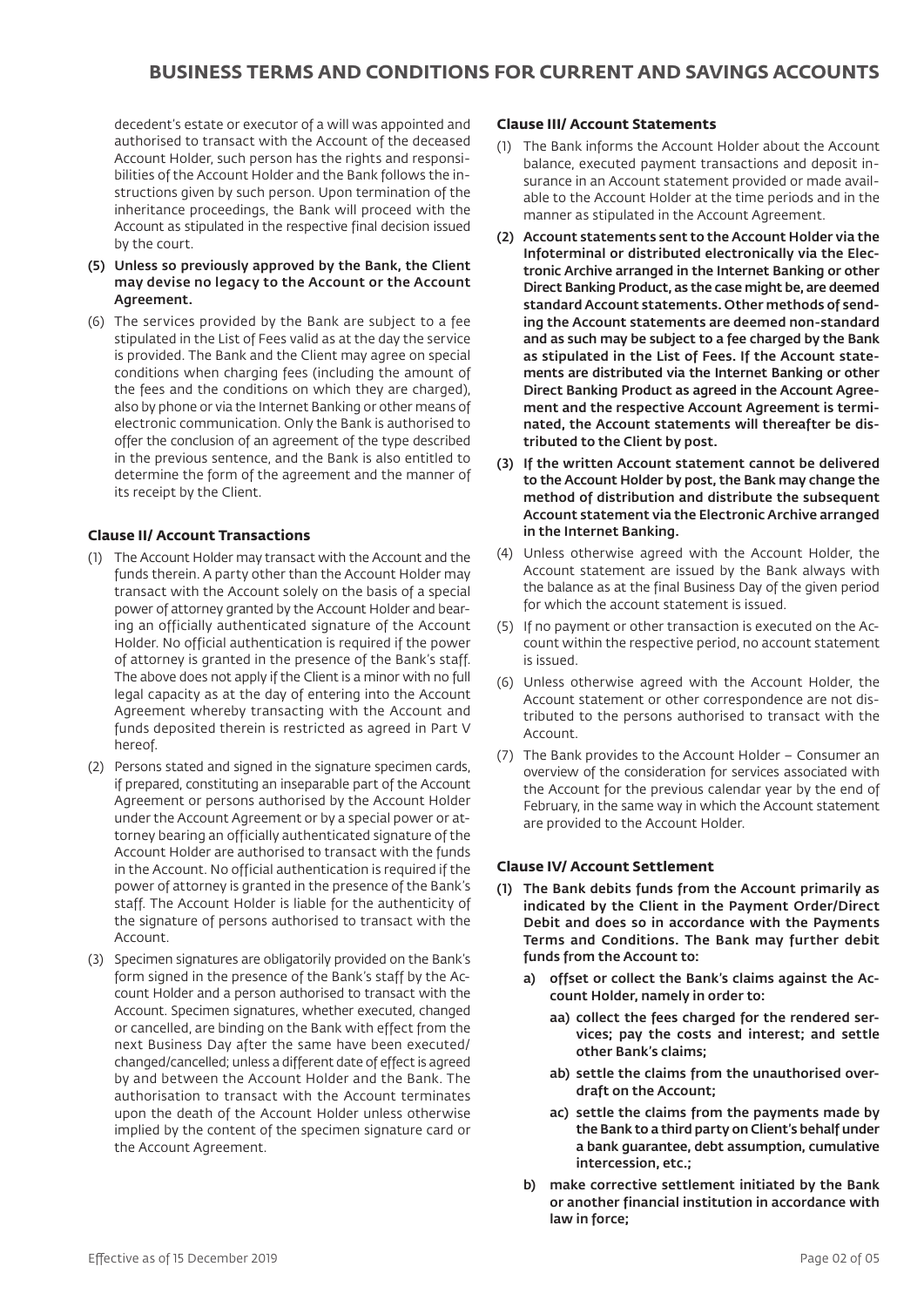decedent's estate or executor of a will was appointed and authorised to transact with the Account of the deceased Account Holder, such person has the rights and responsibilities of the Account Holder and the Bank follows the instructions given by such person. Upon termination of the inheritance proceedings, the Bank will proceed with the Account as stipulated in the respective final decision issued by the court.

**(5) Unless so previously approved by the Bank, the Client may devise no legacy to the Account or the Account Agreement.**

(6) The services provided by the Bank are subject to a fee stipulated in the List of Fees valid as at the day the service is provided. The Bank and the Client may agree on special conditions when charging fees (including the amount of the fees and the conditions on which they are charged), also by phone or via the Internet Banking or other means of electronic communication. Only the Bank is authorised to offer the conclusion of an agreement of the type described in the previous sentence, and the Bank is also entitled to determine the form of the agreement and the manner of its receipt by the Client.

### Clause II/ Account Transactions

(1) The Account Holder may transact with the Account and the funds therein. A party other than the Account Holder may transact with the Account solely on the basis of a special power of attorney granted by the Account Holder and bearing an officially authenticated signature of the Account Holder. No official authentication is required if the power of attorney is granted in the presence of the Bank's staff. The above does not apply if the Client is a minor with no full legal capacity as at the day of entering into the Account Agreement whereby transacting with the Account and funds deposited therein is restricted as agreed in Part V hereof.

(2) Persons stated and signed in the signature specimen cards, if prepared, constituting an inseparable part of the Account Agreement or persons authorised by the Account Holder under the Account Agreement or by a special power or attorney bearing an officially authenticated signature of the Account Holder are authorised to transact with the funds in the Account. No official authentication is required if the power of attorney is granted in the presence of the Bank's staff. The Account Holder is liable for the authenticity of the signature of persons authorised to transact with the Account.

(3) Specimen signatures are obligatorily provided on the Bank's form signed in the presence of the Bank's staff by the Account Holder and a person authorised to transact with the Account. Specimen signatures, whether executed, changed or cancelled, are binding on the Bank with effect from the next Business Day after the same have been executed/changed/cancelled; unless a different date of effect is agreed by and between the Account Holder and the Bank. The authorisation to transact with the Account terminates upon the death of the Account Holder unless otherwise implied by the content of the specimen signature card or the Account Agreement.

### Clause III/ Account Statements

(1) The Bank informs the Account Holder about the Account balance, executed payment transactions and deposit insurance in an Account statement provided or made available to the Account Holder at the time periods and in the manner as stipulated in the Account Agreement.

**(2) Account statements sent to the Account Holder via the Infoterminal or distributed electronically via the Electronic Archive arranged in the Internet Banking or other Direct Banking Product, as the case might be, are deemed standard Account statements. Other methods of sending the Account statements are deemed non-standard and as such may be subject to a fee charged by the Bank as stipulated in the List of Fees. If the Account statements are distributed via the Internet Banking or other Direct Banking Product as agreed in the Account Agreement and the respective Account Agreement is terminated, the Account statements will thereafter be distributed to the Client by post.**

**(3) If the written Account statement cannot be delivered to the Account Holder by post, the Bank may change the method of distribution and distribute the subsequent Account statement via the Electronic Archive arranged in the Internet Banking.**

(4) Unless otherwise agreed with the Account Holder, the Account statement are issued by the Bank always with the balance as at the final Business Day of the given period for which the account statement is issued.

(5) If no payment or other transaction is executed on the Account within the respective period, no account statement is issued.

(6) Unless otherwise agreed with the Account Holder, the Account statement or other correspondence are not distributed to the persons authorised to transact with the Account.

(7) The Bank provides to the Account Holder – Consumer an overview of the consideration for services associated with the Account for the previous calendar year by the end of February, in the same way in which the Account statement are provided to the Account Holder.

### Clause IV/ Account Settlement

**(1) The Bank debits funds from the Account primarily as indicated by the Client in the Payment Order/Direct Debit and does so in accordance with the Payments Terms and Conditions. The Bank may further debit funds from the Account to:**

**a) offset or collect the Bank's claims against the Account Holder, namely in order to:**

**aa) collect the fees charged for the rendered services; pay the costs and interest; and settle other Bank's claims;**

**ab) settle the claims from the unauthorised overdraft on the Account;**

**ac) settle the claims from the payments made by the Bank to a third party on Client's behalf under a bank guarantee, debt assumption, cumulative intercession, etc.;**

**b) make corrective settlement initiated by the Bank or another financial institution in accordance with law in force;**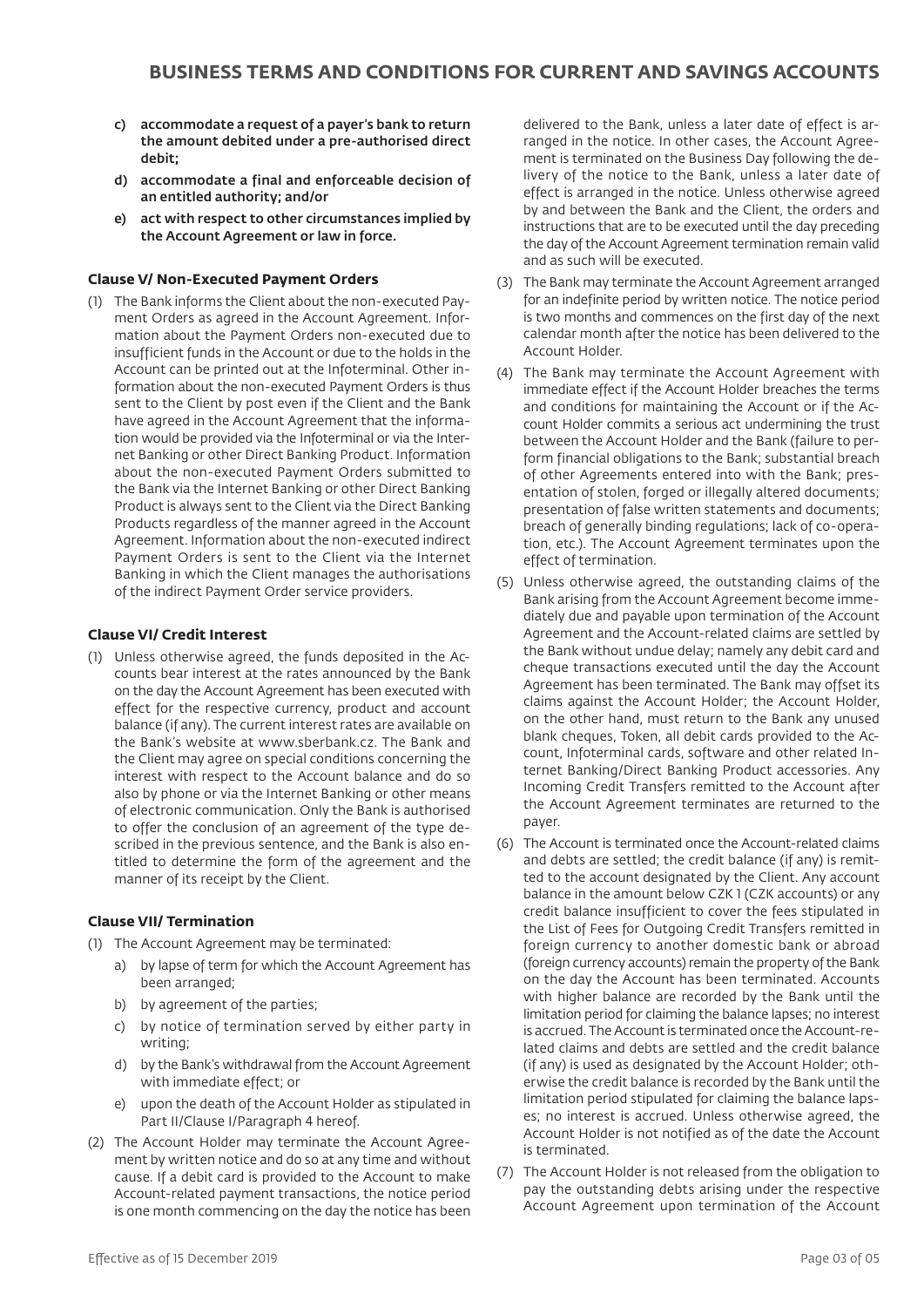c) **accommodate a request of a payer's bank to return the amount debited under a pre-authorised direct debit;**

d) **accommodate a final and enforceable decision of an entitled authority; and/or**

e) **act with respect to other circumstances implied by the Account Agreement or law in force.**

### Clause V/ Non-Executed Payment Orders

(1) The Bank informs the Client about the non-executed Payment Orders as agreed in the Account Agreement. Information about the Payment Orders non-executed due to insufficient funds in the Account or due to the holds in the Account can be printed out at the Infoterminal. Other information about the non-executed Payment Orders is thus sent to the Client by post even if the Client and the Bank have agreed in the Account Agreement that the information would be provided via the Infoterminal or via the Internet Banking or other Direct Banking Product. Information about the non-executed Payment Orders submitted to the Bank via the Internet Banking or other Direct Banking Product is always sent to the Client via the Direct Banking Products regardless of the manner agreed in the Account Agreement. Information about the non-executed indirect Payment Orders is sent to the Client via the Internet Banking in which the Client manages the authorisations of the indirect Payment Order service providers.

### Clause VI/ Credit Interest

(1) Unless otherwise agreed, the funds deposited in the Accounts bear interest at the rates announced by the Bank on the day the Account Agreement has been executed with effect for the respective currency, product and account balance (if any). The current interest rates are available on the Bank's website at www.sberbank.cz. The Bank and the Client may agree on special conditions concerning the interest with respect to the Account balance and do so also by phone or via the Internet Banking or other means of electronic communication. Only the Bank is authorised to offer the conclusion of an agreement of the type described in the previous sentence, and the Bank is also entitled to determine the form of the agreement and the manner of its receipt by the Client.

### Clause VII/ Termination

(1) The Account Agreement may be terminated:

a) by lapse of term for which the Account Agreement has been arranged;

b) by agreement of the parties;

c) by notice of termination served by either party in writing;

d) by the Bank's withdrawal from the Account Agreement with immediate effect; or

e) upon the death of the Account Holder as stipulated in Part II/Clause I/Paragraph 4 hereof.

(2) The Account Holder may terminate the Account Agreement by written notice and do so at any time and without cause. If a debit card is provided to the Account to make Account-related payment transactions, the notice period is one month commencing on the day the notice has been delivered to the Bank, unless a later date of effect is arranged in the notice. In other cases, the Account Agreement is terminated on the Business Day following the delivery of the notice to the Bank, unless a later date of effect is arranged in the notice. Unless otherwise agreed by and between the Bank and the Client, the orders and instructions that are to be executed until the day preceding the day of the Account Agreement termination remain valid and as such will be executed.

(3) The Bank may terminate the Account Agreement arranged for an indefinite period by written notice. The notice period is two months and commences on the first day of the next calendar month after the notice has been delivered to the Account Holder.

(4) The Bank may terminate the Account Agreement with immediate effect if the Account Holder breaches the terms and conditions for maintaining the Account or if the Account Holder commits a serious act undermining the trust between the Account Holder and the Bank (failure to perform financial obligations to the Bank; substantial breach of other Agreements entered into with the Bank; presentation of stolen, forged or illegally altered documents; presentation of false written statements and documents; breach of generally binding regulations; lack of co-operation, etc.). The Account Agreement terminates upon the effect of termination.

(5) Unless otherwise agreed, the outstanding claims of the Bank arising from the Account Agreement become immediately due and payable upon termination of the Account Agreement and the Account-related claims are settled by the Bank without undue delay; namely any debit card and cheque transactions executed until the day the Account Agreement has been terminated. The Bank may offset its claims against the Account Holder; the Account Holder, on the other hand, must return to the Bank any unused blank cheques, Token, all debit cards provided to the Account, Infoterminal cards, software and other related Internet Banking/Direct Banking Product accessories. Any Incoming Credit Transfers remitted to the Account after the Account Agreement terminates are returned to the payer.

(6) The Account is terminated once the Account-related claims and debts are settled; the credit balance (if any) is remitted to the account designated by the Client. Any account balance in the amount below CZK 1 (CZK accounts) or any credit balance insufficient to cover the fees stipulated in the List of Fees for Outgoing Credit Transfers remitted in foreign currency to another domestic bank or abroad (foreign currency accounts) remain the property of the Bank on the day the Account has been terminated. Accounts with higher balance are recorded by the Bank until the limitation period for claiming the balance lapses; no interest is accrued. The Account is terminated once the Account-related claims and debts are settled and the credit balance (if any) is used as designated by the Account Holder; otherwise the credit balance is recorded by the Bank until the limitation period stipulated for claiming the balance lapses; no interest is accrued. Unless otherwise agreed, the Account Holder is not notified as of the date the Account is terminated.

(7) The Account Holder is not released from the obligation to pay the outstanding debts arising under the respective Account Agreement upon termination of the Account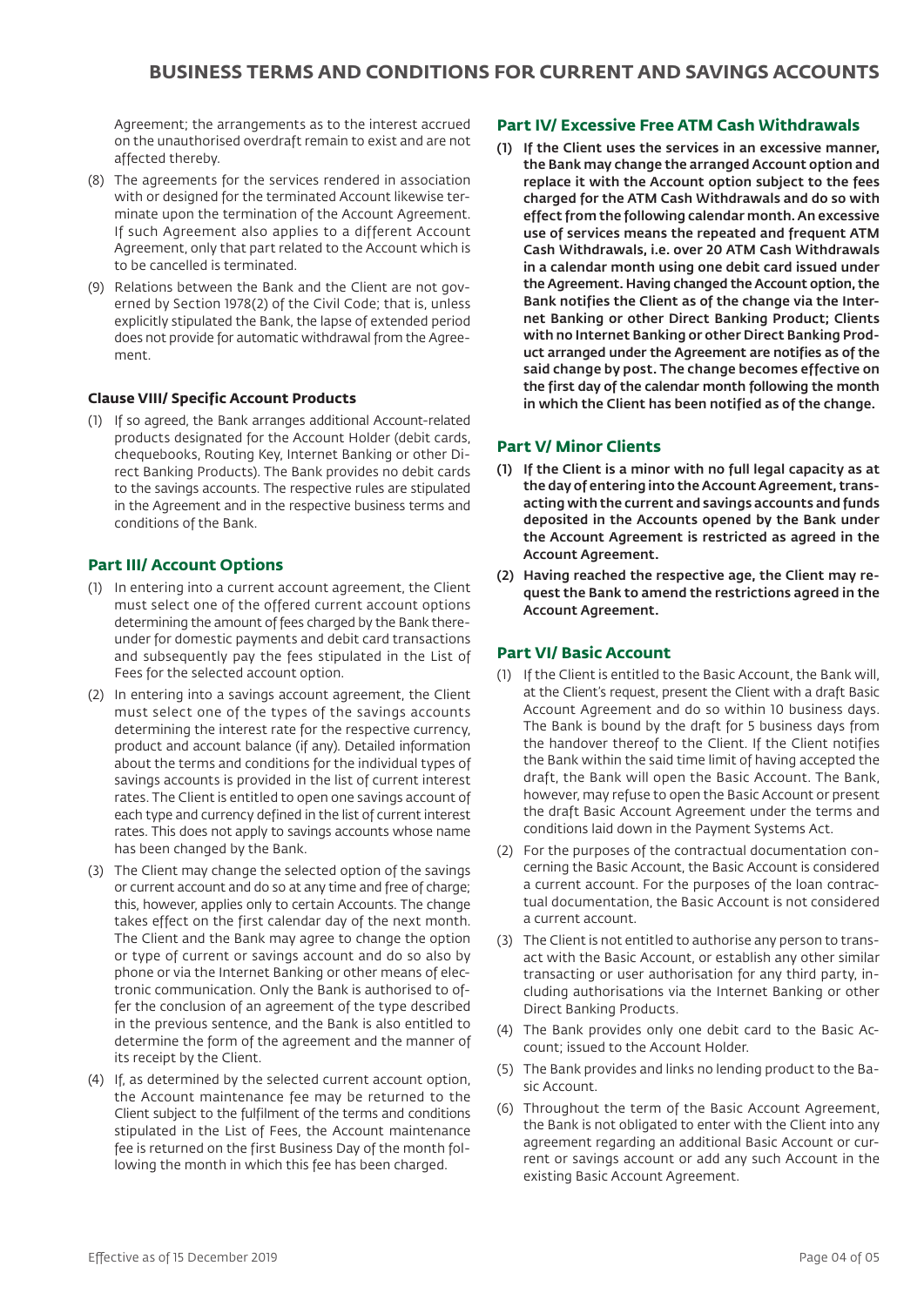Agreement; the arrangements as to the interest accrued on the unauthorised overdraft remain to exist and are not affected thereby.

(8) The agreements for the services rendered in association with or designed for the terminated Account likewise terminate upon the termination of the Account Agreement. If such Agreement also applies to a different Account Agreement, only that part related to the Account which is to be cancelled is terminated.

(9) Relations between the Bank and the Client are not governed by Section 1978(2) of the Civil Code; that is, unless explicitly stipulated the Bank, the lapse of extended period does not provide for automatic withdrawal from the Agreement.

#### Clause VIII/ Specific Account Products

(1) If so agreed, the Bank arranges additional Account-related products designated for the Account Holder (debit cards, chequebooks, Routing Key, Internet Banking or other Direct Banking Products). The Bank provides no debit cards to the savings accounts. The respective rules are stipulated in the Agreement and in the respective business terms and conditions of the Bank.

### Part III/ Account Options

(1) In entering into a current account agreement, the Client must select one of the offered current account options determining the amount of fees charged by the Bank thereunder for domestic payments and debit card transactions and subsequently pay the fees stipulated in the List of Fees for the selected account option.

(2) In entering into a savings account agreement, the Client must select one of the types of the savings accounts determining the interest rate for the respective currency, product and account balance (if any). Detailed information about the terms and conditions for the individual types of savings accounts is provided in the list of current interest rates. The Client is entitled to open one savings account of each type and currency defined in the list of current interest rates. This does not apply to savings accounts whose name has been changed by the Bank.

(3) The Client may change the selected option of the savings or current account and do so at any time and free of charge; this, however, applies only to certain Accounts. The change takes effect on the first calendar day of the next month. The Client and the Bank may agree to change the option or type of current or savings account and do so also by phone or via the Internet Banking or other means of electronic communication. Only the Bank is authorised to offer the conclusion of an agreement of the type described in the previous sentence, and the Bank is also entitled to determine the form of the agreement and the manner of its receipt by the Client.

(4) If, as determined by the selected current account option, the Account maintenance fee may be returned to the Client subject to the fulfilment of the terms and conditions stipulated in the List of Fees, the Account maintenance fee is returned on the first Business Day of the month following the month in which this fee has been charged.

### Part IV/ Excessive Free ATM Cash Withdrawals

**(1) If the Client uses the services in an excessive manner, the Bank may change the arranged Account option and replace it with the Account option subject to the fees charged for the ATM Cash Withdrawals and do so with effect from the following calendar month. An excessive use of services means the repeated and frequent ATM Cash Withdrawals, i.e. over 20 ATM Cash Withdrawals in a calendar month using one debit card issued under the Agreement. Having changed the Account option, the Bank notifies the Client as of the change via the Internet Banking or other Direct Banking Product; Clients with no Internet Banking or other Direct Banking Product arranged under the Agreement are notifies as of the said change by post. The change becomes effective on the first day of the calendar month following the month in which the Client has been notified as of the change.**

### Part V/ Minor Clients

**(1) If the Client is a minor with no full legal capacity as at the day of entering into the Account Agreement, transacting with the current and savings accounts and funds deposited in the Accounts opened by the Bank under the Account Agreement is restricted as agreed in the Account Agreement.**

**(2) Having reached the respective age, the Client may request the Bank to amend the restrictions agreed in the Account Agreement.**

### Part VI/ Basic Account

(1) If the Client is entitled to the Basic Account, the Bank will, at the Client's request, present the Client with a draft Basic Account Agreement and do so within 10 business days. The Bank is bound by the draft for 5 business days from the handover thereof to the Client. If the Client notifies the Bank within the said time limit of having accepted the draft, the Bank will open the Basic Account. The Bank, however, may refuse to open the Basic Account or present the draft Basic Account Agreement under the terms and conditions laid down in the Payment Systems Act.

(2) For the purposes of the contractual documentation concerning the Basic Account, the Basic Account is considered a current account. For the purposes of the loan contractual documentation, the Basic Account is not considered a current account.

(3) The Client is not entitled to authorise any person to transact with the Basic Account, or establish any other similar transacting or user authorisation for any third party, including authorisations via the Internet Banking or other Direct Banking Products.

(4) The Bank provides only one debit card to the Basic Account; issued to the Account Holder.

(5) The Bank provides and links no lending product to the Basic Account.

(6) Throughout the term of the Basic Account Agreement, the Bank is not obligated to enter with the Client into any agreement regarding an additional Basic Account or current or savings account or add any such Account in the existing Basic Account Agreement.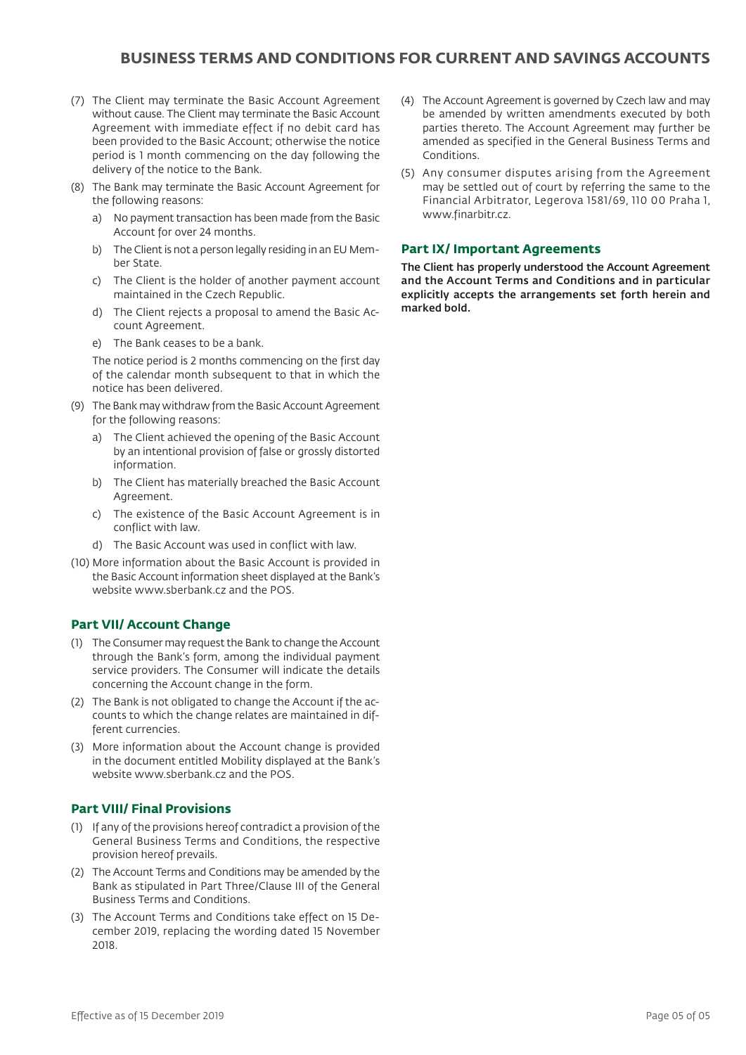(7) The Client may terminate the Basic Account Agreement without cause. The Client may terminate the Basic Account Agreement with immediate effect if no debit card has been provided to the Basic Account; otherwise the notice period is 1 month commencing on the day following the delivery of the notice to the Bank.

(8) The Bank may terminate the Basic Account Agreement for the following reasons:

   a) No payment transaction has been made from the Basic Account for over 24 months.

   b) The Client is not a person legally residing in an EU Member State.

   c) The Client is the holder of another payment account maintained in the Czech Republic.

   d) The Client rejects a proposal to amend the Basic Account Agreement.

   e) The Bank ceases to be a bank.

   The notice period is 2 months commencing on the first day of the calendar month subsequent to that in which the notice has been delivered.

(9) The Bank may withdraw from the Basic Account Agreement for the following reasons:

   a) The Client achieved the opening of the Basic Account by an intentional provision of false or grossly distorted information.

   b) The Client has materially breached the Basic Account Agreement.

   c) The existence of the Basic Account Agreement is in conflict with law.

   d) The Basic Account was used in conflict with law.

(10) More information about the Basic Account is provided in the Basic Account information sheet displayed at the Bank's website www.sberbank.cz and the POS.

## Part VII/ Account Change

(1) The Consumer may request the Bank to change the Account through the Bank's form, among the individual payment service providers. The Consumer will indicate the details concerning the Account change in the form.

(2) The Bank is not obligated to change the Account if the accounts to which the change relates are maintained in different currencies.

(3) More information about the Account change is provided in the document entitled Mobility displayed at the Bank's website www.sberbank.cz and the POS.

## Part VIII/ Final Provisions

(1) If any of the provisions hereof contradict a provision of the General Business Terms and Conditions, the respective provision hereof prevails.

(2) The Account Terms and Conditions may be amended by the Bank as stipulated in Part Three/Clause III of the General Business Terms and Conditions.

(3) The Account Terms and Conditions take effect on 15 December 2019, replacing the wording dated 15 November 2018.

(4) The Account Agreement is governed by Czech law and may be amended by written amendments executed by both parties thereto. The Account Agreement may further be amended as specified in the General Business Terms and Conditions.

(5) Any consumer disputes arising from the Agreement may be settled out of court by referring the same to the Financial Arbitrator, Legerova 1581/69, 110 00 Praha 1, www.finarbitr.cz.

## Part IX/ Important Agreements

**The Client has properly understood the Account Agreement and the Account Terms and Conditions and in particular explicitly accepts the arrangements set forth herein and marked bold.**